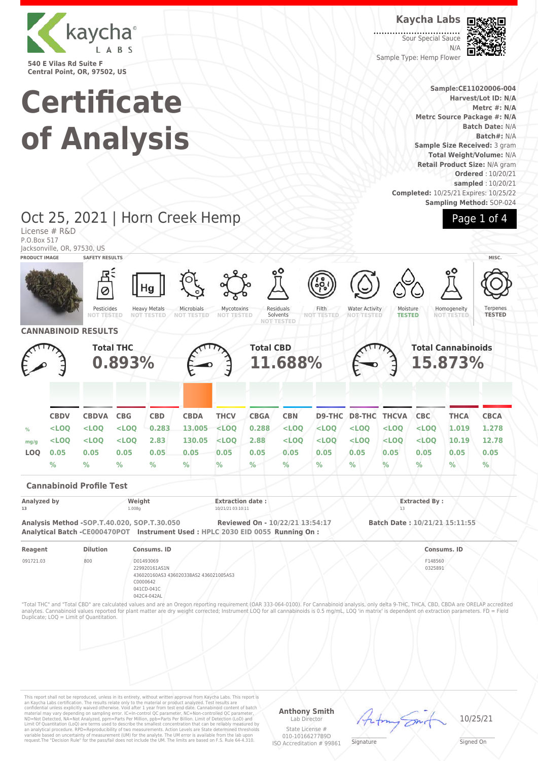kaycha LABS

540 E Vilas Rd Suite F
Central Point, OR, 97502, US

# Certificate of Analysis

**Kaycha Labs**

Sour Special Sauce
N/A
Sample Type: Hemp Flower

**Sample:CE11020006-004**
**Harvest/Lot ID: N/A**
**Metrc #: N/A**
**Metrc Source Package #: N/A**
**Batch Date:** N/A
**Batch#:** N/A
**Sample Size Received:** 3 gram
**Total Weight/Volume:** N/A
**Retail Product Size:** N/A gram
**Ordered** : 10/20/21
**sampled** : 10/20/21
**Completed:** 10/25/21 Expires: 10/25/22
**Sampling Method:** SOP-024

## Oct 25, 2021 | Horn Creek Hemp

License # R&D
P.O.Box 517
Jacksonville, OR, 97530, US

**PRODUCT IMAGE** | **SAFETY RESULTS** | **MISC.**

| Pesticides | Heavy Metals | Microbials | Mycotoxins | Residuals Solvents | Filth | Water Activity | Moisture | Homogeneity | Terpenes |
|---|---|---|---|---|---|---|---|---|---|
| NOT TESTED | NOT TESTED | NOT TESTED | NOT TESTED | NOT TESTED | NOT TESTED | NOT TESTED | TESTED | NOT TESTED | TESTED |

## CANNABINOID RESULTS

**Total THC** 0.893% | **Total CBD** 11.688% | **Total Cannabinoids** 15.873%

| | CBDV | CBDVA | CBG | CBD | CBDA | THCV | CBGA | CBN | D9-THC | D8-THC | THCVA | CBC | THCA | CBCA |
|---|---|---|---|---|---|---|---|---|---|---|---|---|---|---|
| % | <LOQ | <LOQ | <LOQ | 0.283 | 13.005 | <LOQ | 0.288 | <LOQ | <LOQ | <LOQ | <LOQ | <LOQ | 1.019 | 1.278 |
| mg/g | <LOQ | <LOQ | <LOQ | 2.83 | 130.05 | <LOQ | 2.88 | <LOQ | <LOQ | <LOQ | <LOQ | <LOQ | 10.19 | 12.78 |
| LOQ | 0.05 % | 0.05 % | 0.05 % | 0.05 % | 0.05 % | 0.05 % | 0.05 % | 0.05 % | 0.05 % | 0.05 % | 0.05 % | 0.05 % | 0.05 % | 0.05 % |

### Cannabinoid Profile Test

| Analyzed by | Weight | Extraction date : | Extracted By : |
|---|---|---|---|
| 13 | 1.008g | 10/21/21 03:10:11 | 13 |

**Analysis Method -SOP.T.40.020, SOP.T.30.050** **Reviewed On - 10/22/21 13:54:17** **Batch Date : 10/21/21 15:11:55**
**Analytical Batch -CE000470POT** **Instrument Used : HPLC 2030 EID 0055** **Running On :**

| Reagent | Dilution | Consums. ID | Consums. ID |
|---|---|---|---|
| 091721.03 | 800 | D01493069<br>229920161AS1N<br>436020160AS3 436020338AS2 436021005AS3<br>C0000642<br>041CD-041C<br>042C4-042AL | F148560<br>0325891 |

"Total THC" and "Total CBD" are calculated values and are an Oregon reporting requirement (OAR 333-064-0100). For Cannabinoid analysis, only delta 9-THC, THCA, CBD, CBDA are ORELAP accredited analytes. Cannabinoid values reported for plant matter are dry weight corrected; Instrument LOQ for all cannabinoids is 0.5 mg/mL, LOQ 'in matrix' is dependent on extraction parameters. FD = Field Duplicate; LOQ = Limit of Quantitation.

This report shall not be reproduced, unless in its entirety, without written approval from Kaycha Labs. This report is an Kaycha Labs certification. The results relate only to the material or product analyzed. Test results are confidential unless explicitly waived otherwise. Void after 1 year from test end date. Cannabinoid content of batch material may vary depending on sampling error. IC=In-control QC parameter, NC=Non-controlled QC parameter, ND=Not Detected, NA=Not Analyzed, ppm=Parts Per Million, ppb=Parts Per Billion. Limit of Detection (LoD) and Limit Of Quantitation (LoQ) are terms used to describe the smallest concentration that can be reliably measured by an analytical procedure. RPD=Reproducibility of two measurements. Action Levels are State determined thresholds variable based on uncertainty of measurement (UM) for the analyte. The UM error is available from the lab upon request.The "Decision Rule" for the pass/fail does not include the UM. The limits are based on F.S. Rule 64-4.310.

**Anthony Smith**
Lab Director
State License #
010-10166277B9D
ISO Accreditation # 99861

Signature

10/25/21
Signed On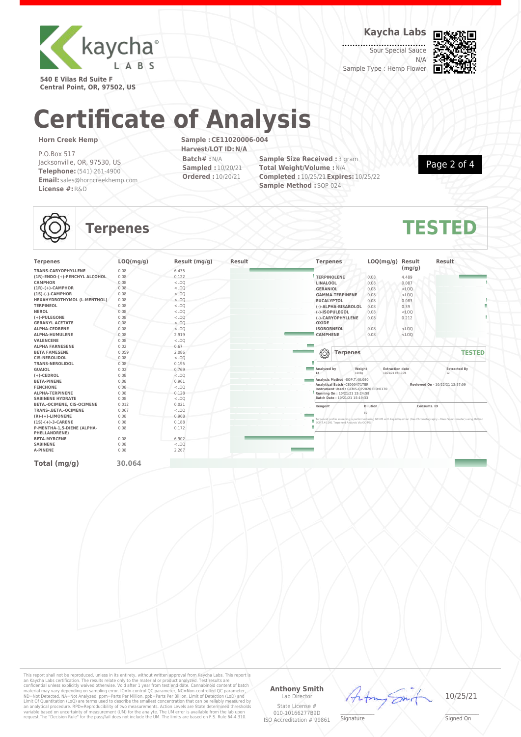Kaycha Labs

Sour Special Sauce
N/A
Sample Type : Hemp Flower

540 E Vilas Rd Suite F
Central Point, OR, 97502, US

# Certificate of Analysis

**Horn Creek Hemp**

P.O.Box 517
Jacksonville, OR, 97530, US
**Telephone:** (541) 261-4900
**Email:** sales@horncreekhemp.com
**License #:** R&D

**Sample : CE11020006-004**
**Harvest/LOT ID: N/A**
**Batch# :** N/A
**Sampled :** 10/20/21
**Ordered :** 10/20/21

**Sample Size Received :** 3 gram
**Total Weight/Volume :** N/A
**Completed :** 10/25/21 **Expires:** 10/25/22
**Sample Method :** SOP-024

## Terpenes — TESTED

| Terpenes | LOQ(mg/g) | Result (mg/g) |
|---|---|---|
| TRANS-CARYOPHYLLENE | 0.08 | 6.435 |
| (1R)-ENDO-(+)-FENCHYL ALCOHOL | 0.08 | 0.122 |
| CAMPHOR | 0.08 | <LOQ |
| (1R)-(+)-CAMPHOR | 0.08 | <LOQ |
| (1S)-(-)-CAMPHOR | 0.08 | <LOQ |
| HEXAHYDROTHYMOL (L-MENTHOL) | 0.08 | <LOQ |
| TERPINEOL | 0.08 | <LOQ |
| NEROL | 0.08 | <LOQ |
| (+)-PULEGONE | 0.08 | <LOQ |
| GERANYL ACETATE | 0.08 | <LOQ |
| ALPHA-CEDRENE | 0.08 | <LOQ |
| ALPHA-HUMULENE | 0.08 | 2.919 |
| VALENCENE | 0.08 | <LOQ |
| ALPHA FARNESENE | 0.02 | 0.67 |
| BETA FAMESENE | 0.059 | 2.086 |
| CIS-NEROLIDOL | 0.08 | <LOQ |
| TRANS-NEROLIDOL | 0.08 | 0.195 |
| GUAIOL | 0.02 | 0.769 |
| (+)-CEDROL | 0.08 | <LOQ |
| BETA-PINENE | 0.08 | 0.961 |
| FENCHONE | 0.08 | 0.909 |
| ALPHA-TERPINENE | 0.08 | 0.128 |
| SABINENE HYDRATE | 0.08 | <LOQ |
| BETA.-OCIMENE, CIS-OCIMENE | 0.012 | 0.021 |
| TRANS-.BETA.-OCIMENE | 0.067 | <LOQ |
| (R)-(+)-LIMONENE | 0.08 | 0.968 |
| (1S)-(+)-3-CARENE | 0.08 | 0.188 |
| P-MENTHA-1,5-DIENE (ALPHA-PHELLANDRENE) | 0.08 | 0.172 |
| BETA-MYRCENE | 0.08 | 6.902 |
| SABINENE | 0.08 | <LOQ |
| A-PINENE | 0.08 | 2.267 |
| TERPINOLENE | 0.08 | 4.489 |
| LINALOOL | 0.08 | 0.087 |
| GERANIOL | 0.08 | <LOQ |
| GAMMA-TERPINENE | 0.08 | <LOQ |
| EUCALYPTOL | 0.08 | 0.083 |
| (-)-ALPHA-BISABOLOL | 0.08 | 0.39 |
| (-)-ISOPULEGOL | 0.08 | <LOQ |
| (-)-CARYOPHYLLENE OXIDE | 0.08 | 0.212 |
| ISOBORNEOL | 0.08 | <LOQ |
| CAMPHENE | 0.08 | <LOQ |

**Total (mg/g)** 30.064

### Terpenes — TESTED

| Analyzed by | Weight | Extraction date | Extracted By |
|---|---|---|---|
| 12 | 1008g | 10/21/21 03:10:26 | 12 |

**Analysis Method :** SOP.T.40.090
**Analytical Batch :** CE000471TER
**Instrument Used :** GCMS-QP2020 EID:0170
**Running On :** 10/21/21 15:24:58
**Batch Date :** 10/21/21 15:19:33
**Reviewed On :** 10/22/21 13:57:09

| Reagent | Dilution | Consums. ID |
|---|---|---|
| | 80 | |

Terpenoid profile screening is performed using GC-MS with Liquid Injection (Gas Chromatography - Mass Spectrometer) using Method SOP.T.40.091 Terpenoid Analysis Via GC-MS.

This report shall not be reproduced, unless in its entirety, without written approval from Kaycha Labs. This report is an Kaycha Labs certification. The results relate only to the material or product analyzed. Test results are confidential unless explicitly waived otherwise. Void after 1 year from test end date. Cannabinoid content of batch material may vary depending on sampling error. IC=In-control QC parameter, NC=Non-controlled QC parameter, ND=Not Detected, NA=Not Analyzed, ppm=Parts Per Million, ppb=Parts Per Billion. Limit of Detection (LoD) and Limit Of Quantitation (LoQ) are terms used to describe the smallest concentration that can be reliably measured by an analytical procedure. RPD=Reproducibility of two measurements. Action Levels are State determined thresholds variable based on uncertainty of measurement (UM) for the analyte. The UM error is available from the lab upon request.The "Decision Rule" for the pass/fail does not include the UM. The limits are based on F.S. Rule 64-4.310.

**Anthony Smith**
Lab Director
State License # 010-10166277B9D
ISO Accreditation # 99861

Signature

10/25/21
Signed On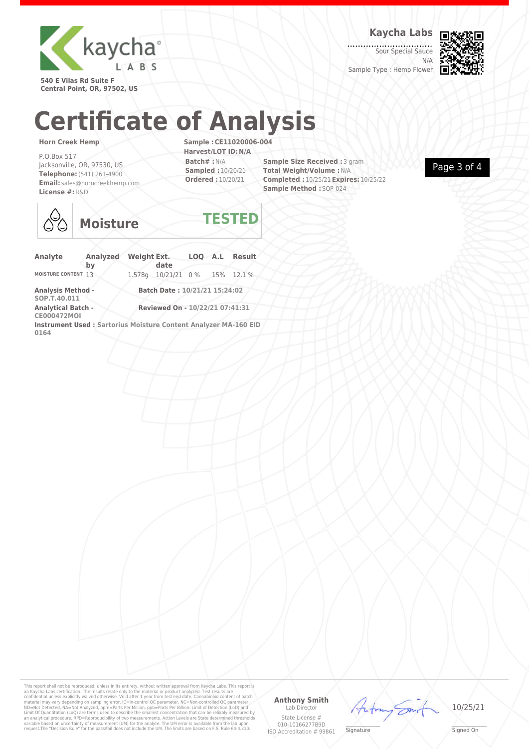**Kaycha Labs**

Sour Special Sauce
N/A
Sample Type : Hemp Flower

kaycha LABS

**540 E Vilas Rd Suite F**
**Central Point, OR, 97502, US**

# Certificate of Analysis

**Horn Creek Hemp**

P.O.Box 517
Jacksonville, OR, 97530, US
**Telephone:** (541) 261-4900
**Email:** sales@horncreekhemp.com
**License #:** R&D

**Sample : CE11020006-004**
**Harvest/LOT ID: N/A**
**Batch# :** N/A
**Sampled :** 10/20/21
**Ordered :** 10/20/21

**Sample Size Received :** 3 gram
**Total Weight/Volume :** N/A
**Completed :** 10/25/21 **Expires:** 10/25/22
**Sample Method :** SOP-024

## Moisture **TESTED**

| Analyte | Analyzed by | Weight | Ext. date | LOQ | A.L | Result |
|---|---|---|---|---|---|---|
| MOISTURE CONTENT | 13 | 1.578g | 10/21/21 | 0 % | 15% | 12.1 % |

**Analysis Method -** **SOP.T.40.011**
**Batch Date : 10/21/21 15:24:02**
**Analytical Batch -** **CE000472MOI**
**Reviewed On - 10/22/21 07:41:31**
**Instrument Used : Sartorius Moisture Content Analyzer MA-160 EID 0164**

This report shall not be reproduced, unless in its entirety, without written approval from Kaycha Labs. This report is an Kaycha Labs certification. The results relate only to the material or product analyzed. Test results are confidential unless explicitly waived otherwise. Void after 1 year from test end date. Cannabinoid content of batch material may vary depending on sampling error. IC=In-control QC parameter, NC=Non-controlled QC parameter, ND=Not Detected, NA=Not Analyzed, ppm=Parts Per Million, ppb=Parts Per Billion. Limit of Detection (LoD) and Limit Of Quantitation (LoQ) are terms used to describe the smallest concentration that can be reliably measured by an analytical procedure. RPD=Reproducibility of two measurements. Action Levels are State determined thresholds variable based on uncertainty of measurement (UM) for the analyte. The UM error is available from the lab upon request.The "Decision Rule" for the pass/fail does not include the UM. The limits are based on F.S. Rule 64-4.310.

**Anthony Smith**
Lab Director
State License # 010-10166277B9D
ISO Accreditation # 99861

Signature

10/25/21
Signed On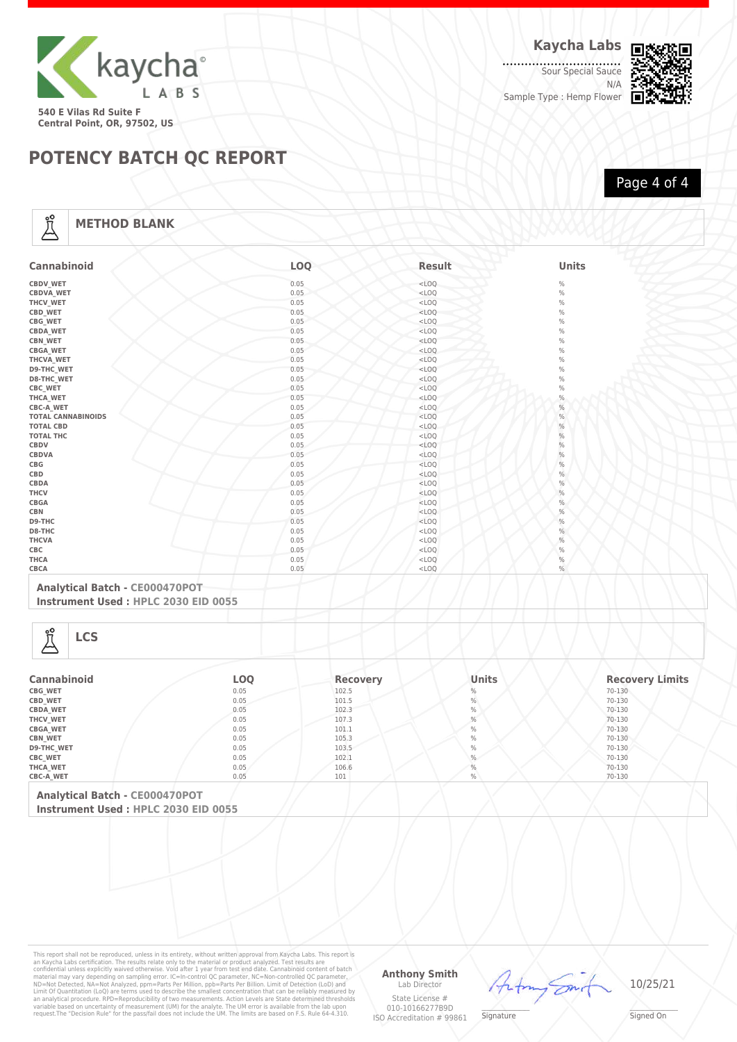kaycha LABS

540 E Vilas Rd Suite F
Central Point, OR, 97502, US

**Kaycha Labs**

Sour Special Sauce
N/A
Sample Type : Hemp Flower

# POTENCY BATCH QC REPORT

## METHOD BLANK

| Cannabinoid | LOQ | Result | Units |
|---|---|---|---|
| CBDV_WET | 0.05 | <LOQ | % |
| CBDVA_WET | 0.05 | <LOQ | % |
| THCV_WET | 0.05 | <LOQ | % |
| CBD_WET | 0.05 | <LOQ | % |
| CBG_WET | 0.05 | <LOQ | % |
| CBDA_WET | 0.05 | <LOQ | % |
| CBN_WET | 0.05 | <LOQ | % |
| CBGA_WET | 0.05 | <LOQ | % |
| THCVA_WET | 0.05 | <LOQ | % |
| D9-THC_WET | 0.05 | <LOQ | % |
| D8-THC_WET | 0.05 | <LOQ | % |
| CBC_WET | 0.05 | <LOQ | % |
| THCA_WET | 0.05 | <LOQ | % |
| CBC-A_WET | 0.05 | <LOQ | % |
| TOTAL CANNABINOIDS | 0.05 | <LOQ | % |
| TOTAL CBD | 0.05 | <LOQ | % |
| TOTAL THC | 0.05 | <LOQ | % |
| CBDV | 0.05 | <LOQ | % |
| CBDVA | 0.05 | <LOQ | % |
| CBG | 0.05 | <LOQ | % |
| CBD | 0.05 | <LOQ | % |
| CBDA | 0.05 | <LOQ | % |
| THCV | 0.05 | <LOQ | % |
| CBGA | 0.05 | <LOQ | % |
| CBN | 0.05 | <LOQ | % |
| D9-THC | 0.05 | <LOQ | % |
| D8-THC | 0.05 | <LOQ | % |
| THCVA | 0.05 | <LOQ | % |
| CBC | 0.05 | <LOQ | % |
| THCA | 0.05 | <LOQ | % |
| CBCA | 0.05 | <LOQ | % |

**Analytical Batch - CE000470POT**
**Instrument Used : HPLC 2030 EID 0055**

## LCS

| Cannabinoid | LOQ | Recovery | Units | Recovery Limits |
|---|---|---|---|---|
| CBG_WET | 0.05 | 102.5 | % | 70-130 |
| CBD_WET | 0.05 | 101.5 | % | 70-130 |
| CBDA_WET | 0.05 | 102.3 | % | 70-130 |
| THCV_WET | 0.05 | 107.3 | % | 70-130 |
| CBGA_WET | 0.05 | 101.1 | % | 70-130 |
| CBN_WET | 0.05 | 105.3 | % | 70-130 |
| D9-THC_WET | 0.05 | 103.5 | % | 70-130 |
| CBC_WET | 0.05 | 102.1 | % | 70-130 |
| THCA_WET | 0.05 | 106.6 | % | 70-130 |
| CBC-A_WET | 0.05 | 101 | % | 70-130 |

**Analytical Batch - CE000470POT**
**Instrument Used : HPLC 2030 EID 0055**

This report shall not be reproduced, unless in its entirety, without written approval from Kaycha Labs. This report is an Kaycha Labs certification. The results relate only to the material or product analyzed. Test results are confidential unless explicitly waived otherwise. Void after 1 year from test end date. Cannabinoid content of batch material may vary depending on sampling error. IC=In-control QC parameter, NC=Non-controlled QC parameter, ND=Not Detected, NA=Not Analyzed, ppm=Parts Per Million, ppb=Parts Per Billion. Limit of Detection (LoD) and Limit Of Quantitation (LoQ) are terms used to describe the smallest concentration that can be reliably measured by an analytical procedure. RPD=Reproducibility of two measurements. Action Levels are State determined thresholds variable based on uncertainty of measurement (UM) for the analyte. The UM error is available from the lab upon request.The "Decision Rule" for the pass/fail does not include the UM. The limits are based on F.S. Rule 64-4.310.

**Anthony Smith**
Lab Director
State License #
010-10166277B9D
ISO Accreditation # 99861

Signature

10/25/21
Signed On